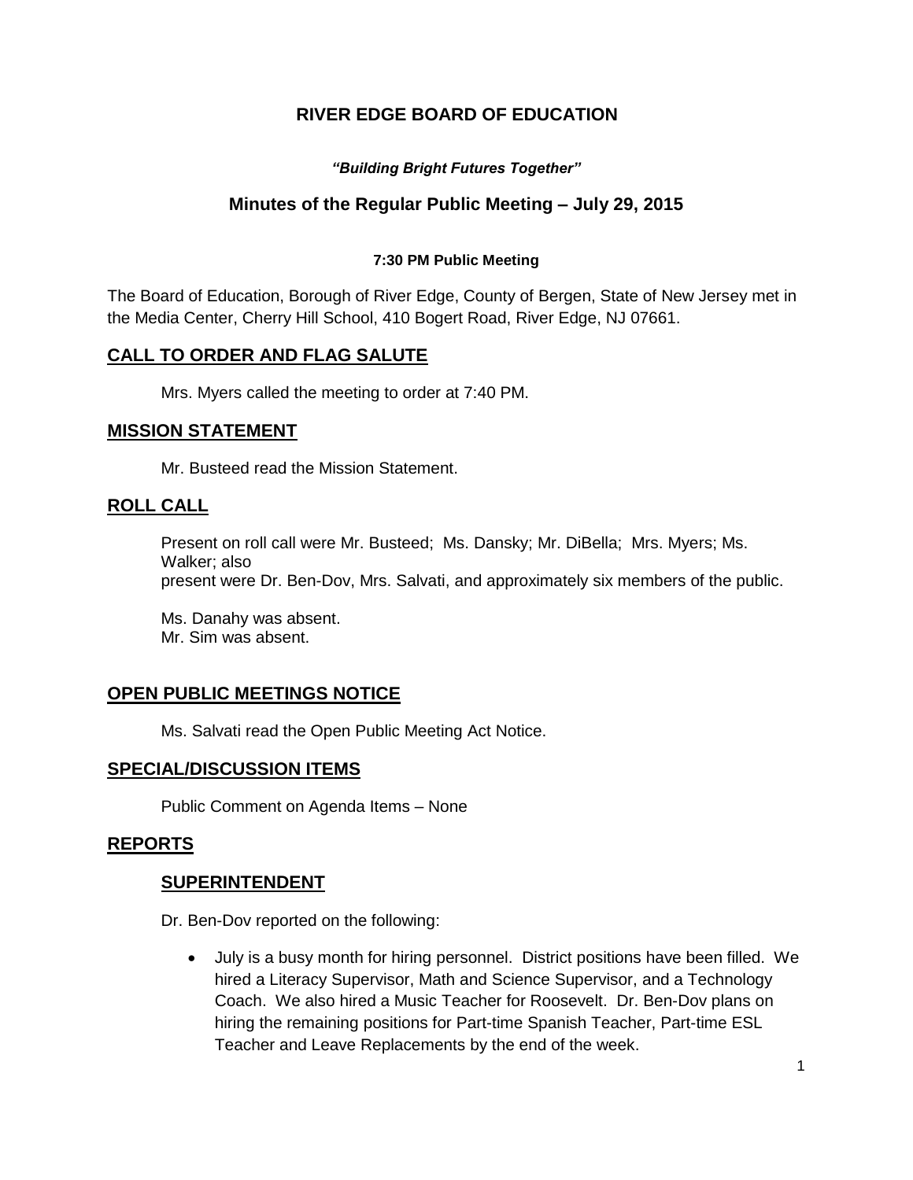# RIVER EDGE BOARD OF EDUCATION

***"Building Bright Futures Together"***

## Minutes of the Regular Public Meeting – July 29, 2015

**7:30 PM Public Meeting**

The Board of Education, Borough of River Edge, County of Bergen, State of New Jersey met in the Media Center, Cherry Hill School, 410 Bogert Road, River Edge, NJ 07661.

## CALL TO ORDER AND FLAG SALUTE

Mrs. Myers called the meeting to order at 7:40 PM.

## MISSION STATEMENT

Mr. Busteed read the Mission Statement.

## ROLL CALL

Present on roll call were Mr. Busteed; Ms. Dansky; Mr. DiBella; Mrs. Myers; Ms. Walker; also present were Dr. Ben-Dov, Mrs. Salvati, and approximately six members of the public.

Ms. Danahy was absent.
Mr. Sim was absent.

## OPEN PUBLIC MEETINGS NOTICE

Ms. Salvati read the Open Public Meeting Act Notice.

## SPECIAL/DISCUSSION ITEMS

Public Comment on Agenda Items – None

## REPORTS

### SUPERINTENDENT

Dr. Ben-Dov reported on the following:

- July is a busy month for hiring personnel. District positions have been filled. We hired a Literacy Supervisor, Math and Science Supervisor, and a Technology Coach. We also hired a Music Teacher for Roosevelt. Dr. Ben-Dov plans on hiring the remaining positions for Part-time Spanish Teacher, Part-time ESL Teacher and Leave Replacements by the end of the week.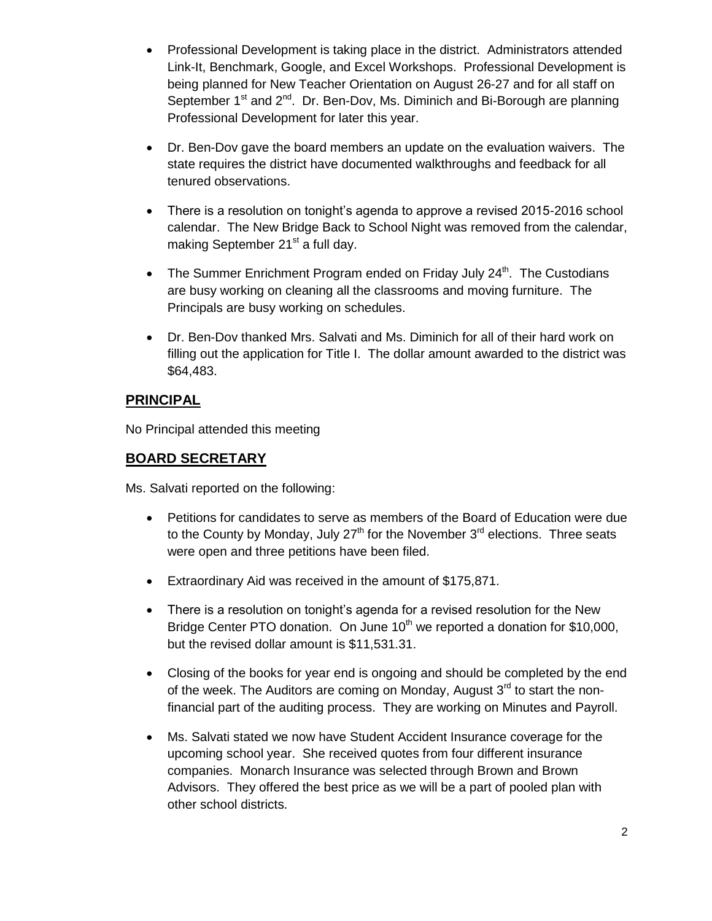- Professional Development is taking place in the district. Administrators attended Link-It, Benchmark, Google, and Excel Workshops. Professional Development is being planned for New Teacher Orientation on August 26-27 and for all staff on September 1st and 2nd. Dr. Ben-Dov, Ms. Diminich and Bi-Borough are planning Professional Development for later this year.

- Dr. Ben-Dov gave the board members an update on the evaluation waivers. The state requires the district have documented walkthroughs and feedback for all tenured observations.

- There is a resolution on tonight's agenda to approve a revised 2015-2016 school calendar. The New Bridge Back to School Night was removed from the calendar, making September 21st a full day.

- The Summer Enrichment Program ended on Friday July 24th. The Custodians are busy working on cleaning all the classrooms and moving furniture. The Principals are busy working on schedules.

- Dr. Ben-Dov thanked Mrs. Salvati and Ms. Diminich for all of their hard work on filling out the application for Title I. The dollar amount awarded to the district was $64,483.

## PRINCIPAL

No Principal attended this meeting

## BOARD SECRETARY

Ms. Salvati reported on the following:

- Petitions for candidates to serve as members of the Board of Education were due to the County by Monday, July 27th for the November 3rd elections. Three seats were open and three petitions have been filed.

- Extraordinary Aid was received in the amount of $175,871.

- There is a resolution on tonight's agenda for a revised resolution for the New Bridge Center PTO donation. On June 10th we reported a donation for $10,000, but the revised dollar amount is $11,531.31.

- Closing of the books for year end is ongoing and should be completed by the end of the week. The Auditors are coming on Monday, August 3rd to start the non-financial part of the auditing process. They are working on Minutes and Payroll.

- Ms. Salvati stated we now have Student Accident Insurance coverage for the upcoming school year. She received quotes from four different insurance companies. Monarch Insurance was selected through Brown and Brown Advisors. They offered the best price as we will be a part of pooled plan with other school districts.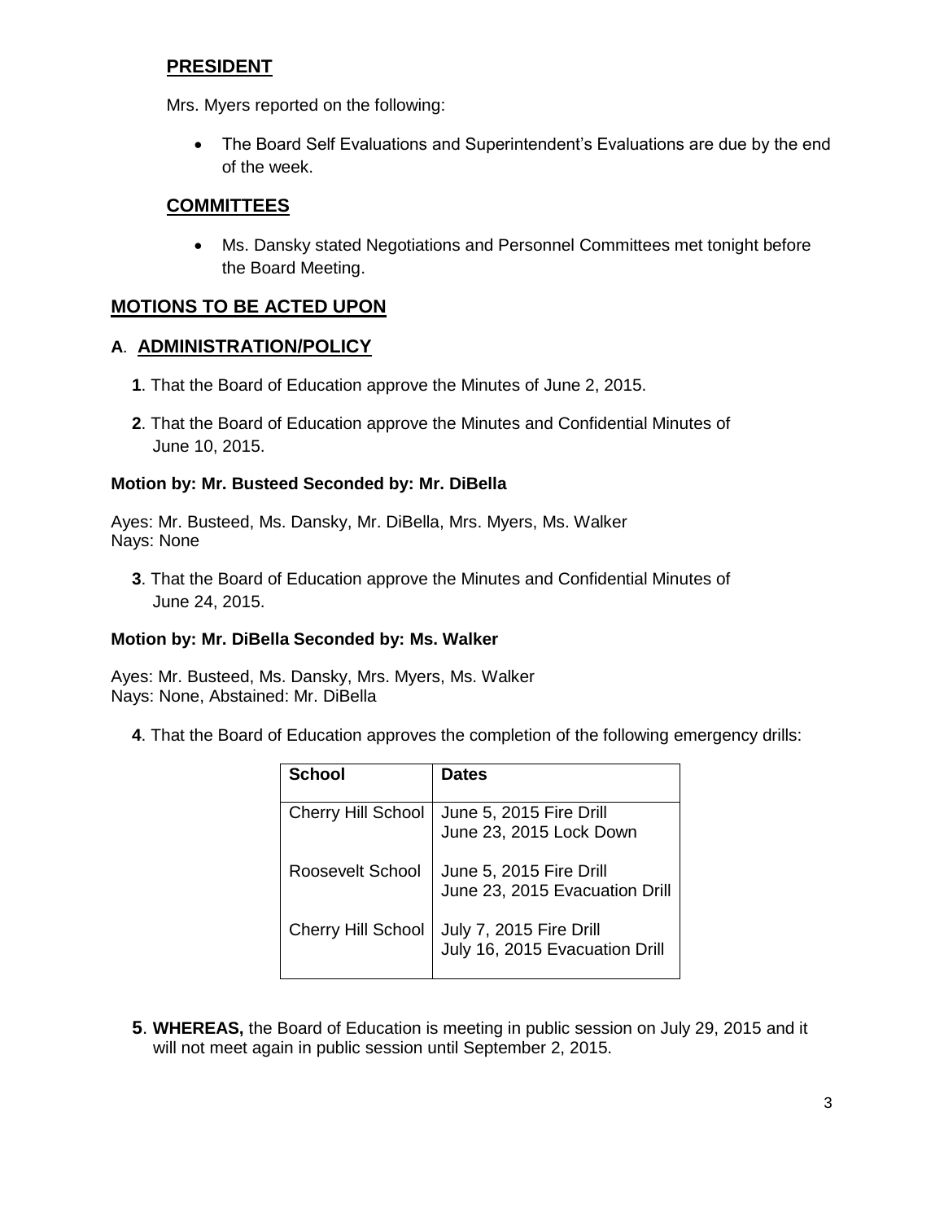## PRESIDENT

Mrs. Myers reported on the following:

- The Board Self Evaluations and Superintendent's Evaluations are due by the end of the week.

## COMMITTEES

- Ms. Dansky stated Negotiations and Personnel Committees met tonight before the Board Meeting.

## MOTIONS TO BE ACTED UPON

## A. ADMINISTRATION/POLICY

**1**. That the Board of Education approve the Minutes of June 2, 2015.

**2**. That the Board of Education approve the Minutes and Confidential Minutes of June 10, 2015.

**Motion by: Mr. Busteed Seconded by: Mr. DiBella**

Ayes: Mr. Busteed, Ms. Dansky, Mr. DiBella, Mrs. Myers, Ms. Walker
Nays: None

**3**. That the Board of Education approve the Minutes and Confidential Minutes of June 24, 2015.

**Motion by: Mr. DiBella Seconded by: Ms. Walker**

Ayes: Mr. Busteed, Ms. Dansky, Mrs. Myers, Ms. Walker
Nays: None, Abstained: Mr. DiBella

**4**. That the Board of Education approves the completion of the following emergency drills:

| School | Dates |
|---|---|
| Cherry Hill School | June 5, 2015 Fire Drill<br>June 23, 2015 Lock Down |
| Roosevelt School | June 5, 2015 Fire Drill<br>June 23, 2015 Evacuation Drill |
| Cherry Hill School | July 7, 2015 Fire Drill<br>July 16, 2015 Evacuation Drill |

**5**. **WHEREAS,** the Board of Education is meeting in public session on July 29, 2015 and it will not meet again in public session until September 2, 2015.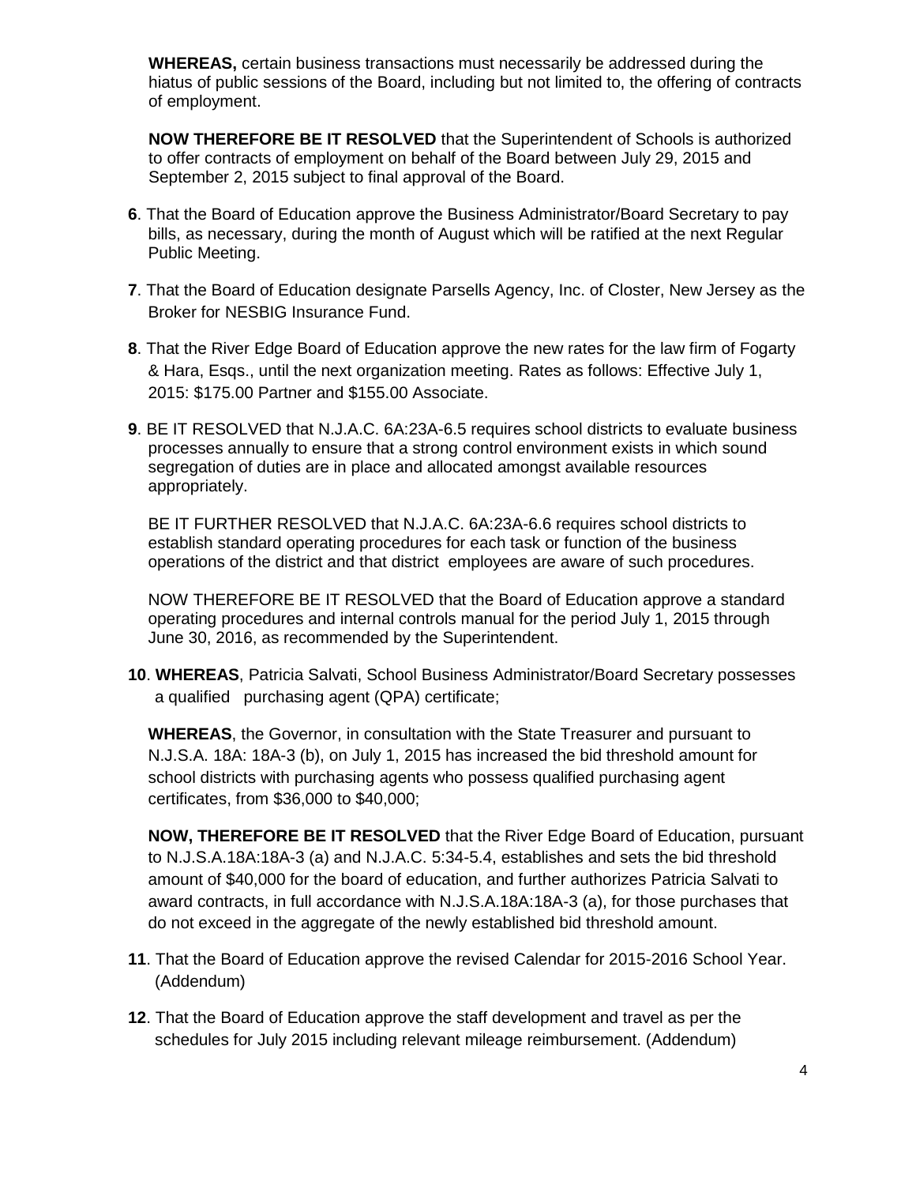**WHEREAS,** certain business transactions must necessarily be addressed during the hiatus of public sessions of the Board, including but not limited to, the offering of contracts of employment.

**NOW THEREFORE BE IT RESOLVED** that the Superintendent of Schools is authorized to offer contracts of employment on behalf of the Board between July 29, 2015 and September 2, 2015 subject to final approval of the Board.

**6**. That the Board of Education approve the Business Administrator/Board Secretary to pay bills, as necessary, during the month of August which will be ratified at the next Regular Public Meeting.

**7**. That the Board of Education designate Parsells Agency, Inc. of Closter, New Jersey as the Broker for NESBIG Insurance Fund.

**8**. That the River Edge Board of Education approve the new rates for the law firm of Fogarty & Hara, Esqs., until the next organization meeting. Rates as follows: Effective July 1, 2015: $175.00 Partner and $155.00 Associate.

**9**. BE IT RESOLVED that N.J.A.C. 6A:23A-6.5 requires school districts to evaluate business processes annually to ensure that a strong control environment exists in which sound segregation of duties are in place and allocated amongst available resources appropriately.

BE IT FURTHER RESOLVED that N.J.A.C. 6A:23A-6.6 requires school districts to establish standard operating procedures for each task or function of the business operations of the district and that district employees are aware of such procedures.

NOW THEREFORE BE IT RESOLVED that the Board of Education approve a standard operating procedures and internal controls manual for the period July 1, 2015 through June 30, 2016, as recommended by the Superintendent.

**10**. **WHEREAS**, Patricia Salvati, School Business Administrator/Board Secretary possesses a qualified purchasing agent (QPA) certificate;

**WHEREAS**, the Governor, in consultation with the State Treasurer and pursuant to N.J.S.A. 18A: 18A-3 (b), on July 1, 2015 has increased the bid threshold amount for school districts with purchasing agents who possess qualified purchasing agent certificates, from $36,000 to $40,000;

**NOW, THEREFORE BE IT RESOLVED** that the River Edge Board of Education, pursuant to N.J.S.A.18A:18A-3 (a) and N.J.A.C. 5:34-5.4, establishes and sets the bid threshold amount of $40,000 for the board of education, and further authorizes Patricia Salvati to award contracts, in full accordance with N.J.S.A.18A:18A-3 (a), for those purchases that do not exceed in the aggregate of the newly established bid threshold amount.

**11**. That the Board of Education approve the revised Calendar for 2015-2016 School Year. (Addendum)

**12**. That the Board of Education approve the staff development and travel as per the schedules for July 2015 including relevant mileage reimbursement. (Addendum)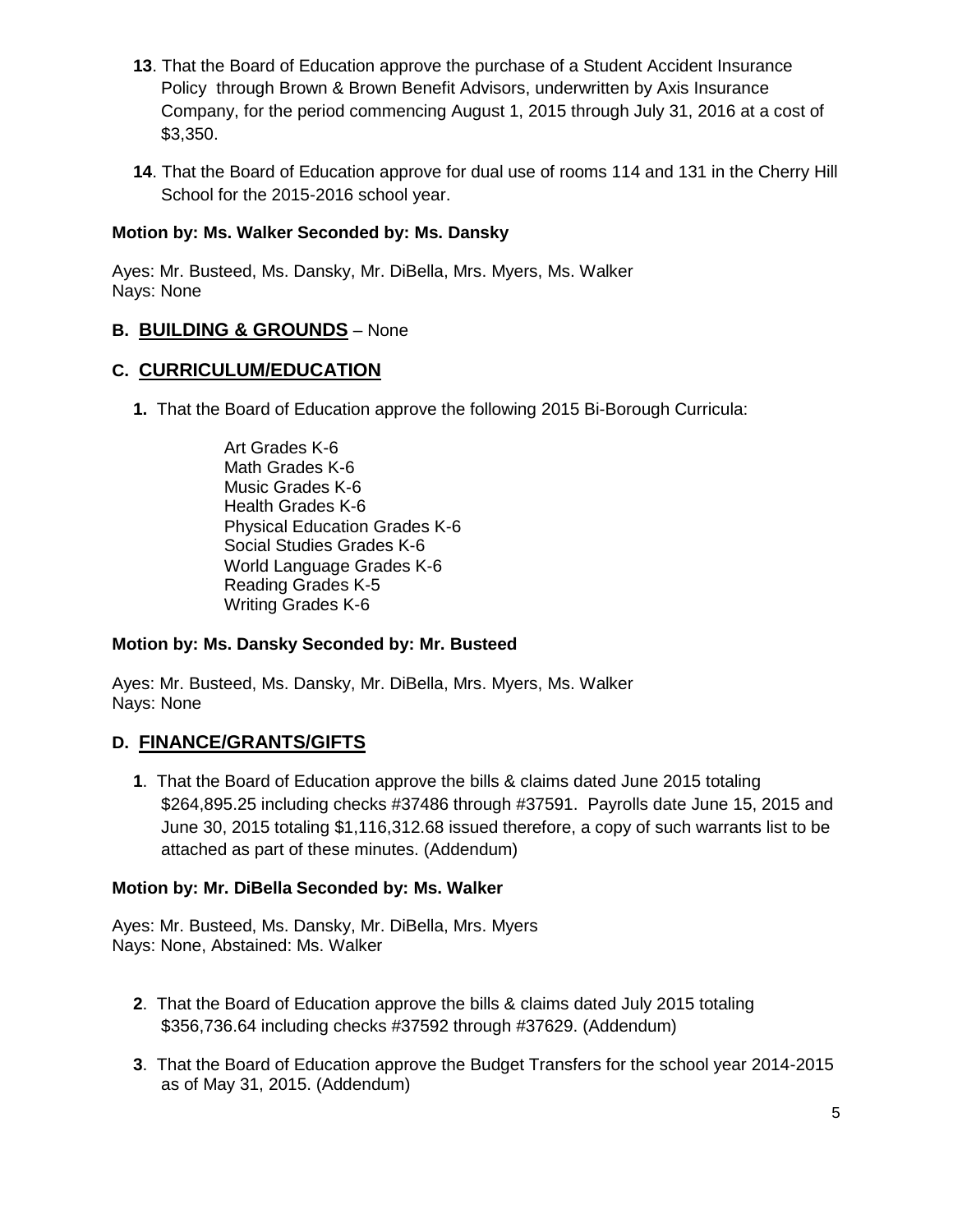**13**. That the Board of Education approve the purchase of a Student Accident Insurance Policy through Brown & Brown Benefit Advisors, underwritten by Axis Insurance Company, for the period commencing August 1, 2015 through July 31, 2016 at a cost of $3,350.

**14**. That the Board of Education approve for dual use of rooms 114 and 131 in the Cherry Hill School for the 2015-2016 school year.

**Motion by: Ms. Walker Seconded by: Ms. Dansky**

Ayes: Mr. Busteed, Ms. Dansky, Mr. DiBella, Mrs. Myers, Ms. Walker
Nays: None

## B. BUILDING & GROUNDS – None

## C. CURRICULUM/EDUCATION

**1.** That the Board of Education approve the following 2015 Bi-Borough Curricula:

Art Grades K-6
Math Grades K-6
Music Grades K-6
Health Grades K-6
Physical Education Grades K-6
Social Studies Grades K-6
World Language Grades K-6
Reading Grades K-5
Writing Grades K-6

**Motion by: Ms. Dansky Seconded by: Mr. Busteed**

Ayes: Mr. Busteed, Ms. Dansky, Mr. DiBella, Mrs. Myers, Ms. Walker
Nays: None

## D. FINANCE/GRANTS/GIFTS

**1**. That the Board of Education approve the bills & claims dated June 2015 totaling $264,895.25 including checks #37486 through #37591. Payrolls date June 15, 2015 and June 30, 2015 totaling $1,116,312.68 issued therefore, a copy of such warrants list to be attached as part of these minutes. (Addendum)

**Motion by: Mr. DiBella Seconded by: Ms. Walker**

Ayes: Mr. Busteed, Ms. Dansky, Mr. DiBella, Mrs. Myers
Nays: None, Abstained: Ms. Walker

**2**. That the Board of Education approve the bills & claims dated July 2015 totaling $356,736.64 including checks #37592 through #37629. (Addendum)

**3**. That the Board of Education approve the Budget Transfers for the school year 2014-2015 as of May 31, 2015. (Addendum)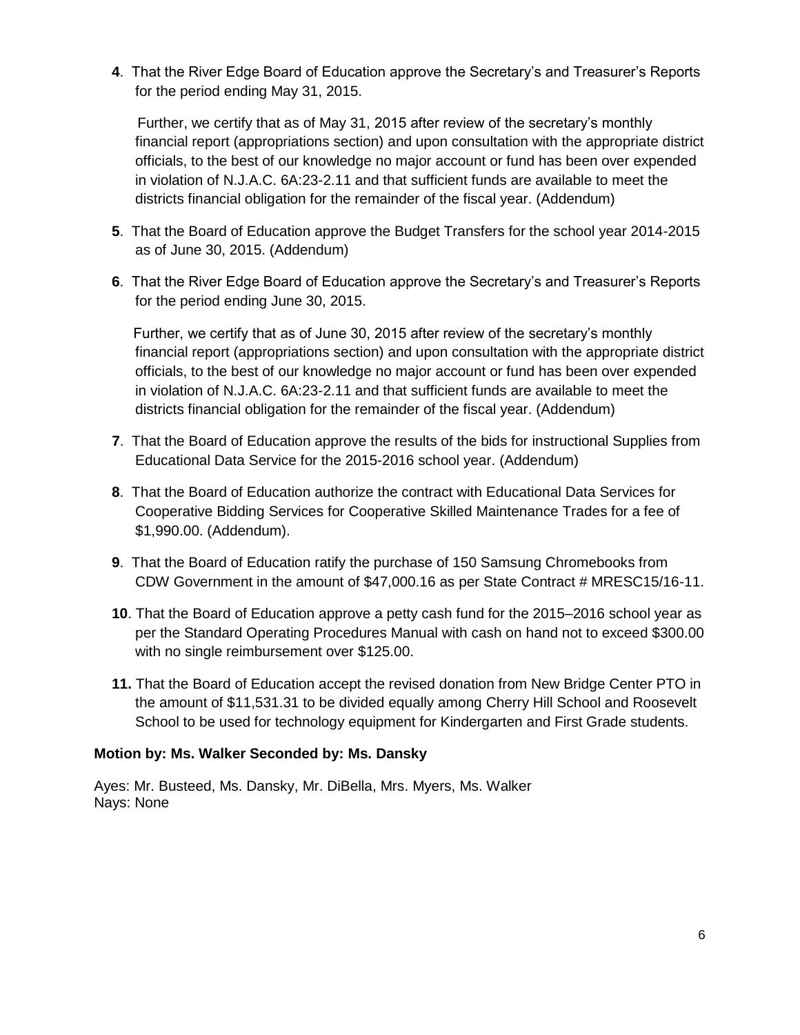**4**. That the River Edge Board of Education approve the Secretary's and Treasurer's Reports for the period ending May 31, 2015.

Further, we certify that as of May 31, 2015 after review of the secretary's monthly financial report (appropriations section) and upon consultation with the appropriate district officials, to the best of our knowledge no major account or fund has been over expended in violation of N.J.A.C. 6A:23-2.11 and that sufficient funds are available to meet the districts financial obligation for the remainder of the fiscal year. (Addendum)

**5**. That the Board of Education approve the Budget Transfers for the school year 2014-2015 as of June 30, 2015. (Addendum)

**6**. That the River Edge Board of Education approve the Secretary's and Treasurer's Reports for the period ending June 30, 2015.

Further, we certify that as of June 30, 2015 after review of the secretary's monthly financial report (appropriations section) and upon consultation with the appropriate district officials, to the best of our knowledge no major account or fund has been over expended in violation of N.J.A.C. 6A:23-2.11 and that sufficient funds are available to meet the districts financial obligation for the remainder of the fiscal year. (Addendum)

**7**. That the Board of Education approve the results of the bids for instructional Supplies from Educational Data Service for the 2015-2016 school year. (Addendum)

**8**. That the Board of Education authorize the contract with Educational Data Services for Cooperative Bidding Services for Cooperative Skilled Maintenance Trades for a fee of $1,990.00. (Addendum).

**9**. That the Board of Education ratify the purchase of 150 Samsung Chromebooks from CDW Government in the amount of $47,000.16 as per State Contract # MRESC15/16-11.

**10**. That the Board of Education approve a petty cash fund for the 2015–2016 school year as per the Standard Operating Procedures Manual with cash on hand not to exceed $300.00 with no single reimbursement over $125.00.

**11.** That the Board of Education accept the revised donation from New Bridge Center PTO in the amount of $11,531.31 to be divided equally among Cherry Hill School and Roosevelt School to be used for technology equipment for Kindergarten and First Grade students.

**Motion by: Ms. Walker Seconded by: Ms. Dansky**

Ayes: Mr. Busteed, Ms. Dansky, Mr. DiBella, Mrs. Myers, Ms. Walker
Nays: None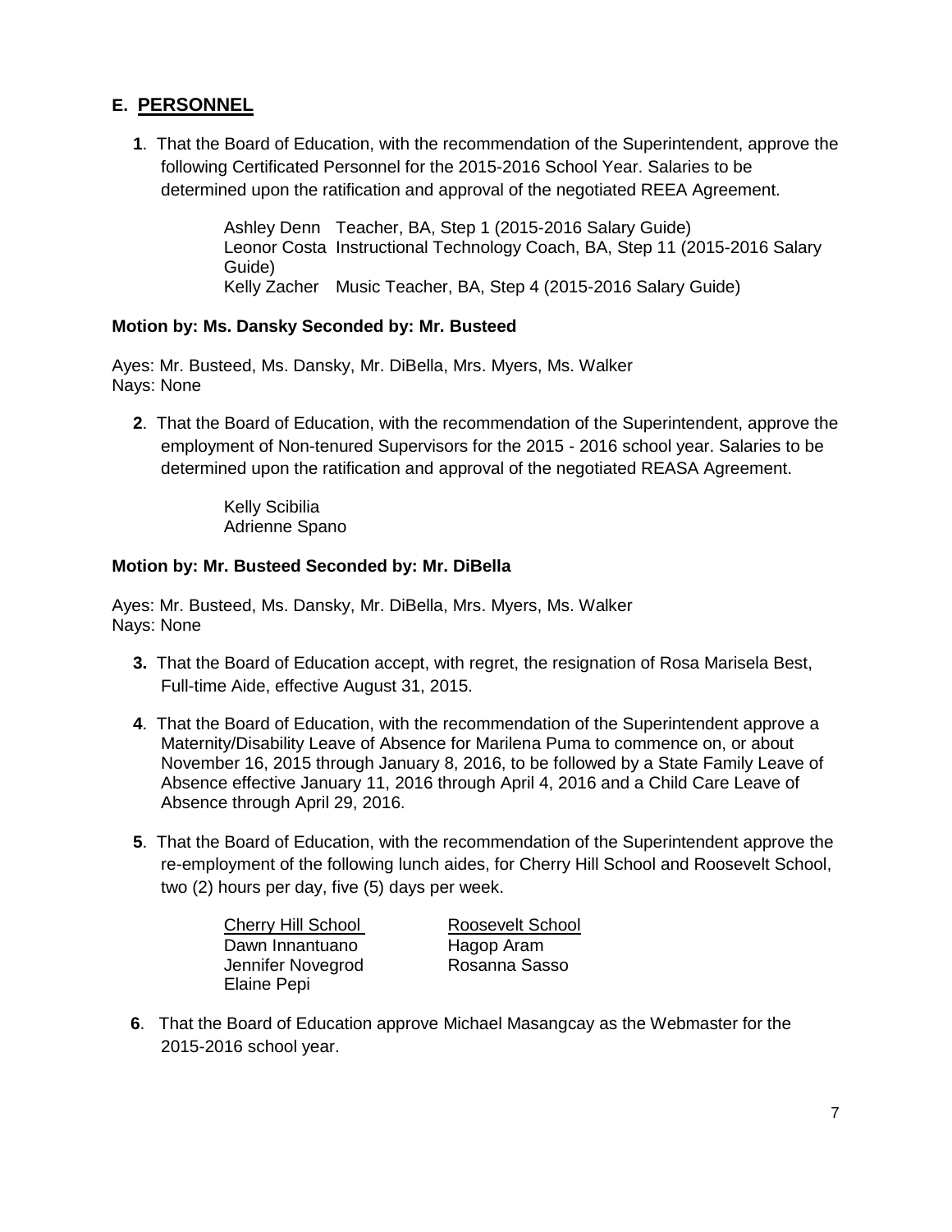## E. PERSONNEL

**1**. That the Board of Education, with the recommendation of the Superintendent, approve the following Certificated Personnel for the 2015-2016 School Year. Salaries to be determined upon the ratification and approval of the negotiated REEA Agreement.

Ashley Denn Teacher, BA, Step 1 (2015-2016 Salary Guide)
Leonor Costa Instructional Technology Coach, BA, Step 11 (2015-2016 Salary Guide)
Kelly Zacher Music Teacher, BA, Step 4 (2015-2016 Salary Guide)

**Motion by: Ms. Dansky Seconded by: Mr. Busteed**

Ayes: Mr. Busteed, Ms. Dansky, Mr. DiBella, Mrs. Myers, Ms. Walker
Nays: None

**2**. That the Board of Education, with the recommendation of the Superintendent, approve the employment of Non-tenured Supervisors for the 2015 - 2016 school year. Salaries to be determined upon the ratification and approval of the negotiated REASA Agreement.

Kelly Scibilia
Adrienne Spano

**Motion by: Mr. Busteed Seconded by: Mr. DiBella**

Ayes: Mr. Busteed, Ms. Dansky, Mr. DiBella, Mrs. Myers, Ms. Walker
Nays: None

**3.** That the Board of Education accept, with regret, the resignation of Rosa Marisela Best, Full-time Aide, effective August 31, 2015.

**4**. That the Board of Education, with the recommendation of the Superintendent approve a Maternity/Disability Leave of Absence for Marilena Puma to commence on, or about November 16, 2015 through January 8, 2016, to be followed by a State Family Leave of Absence effective January 11, 2016 through April 4, 2016 and a Child Care Leave of Absence through April 29, 2016.

**5**. That the Board of Education, with the recommendation of the Superintendent approve the re-employment of the following lunch aides, for Cherry Hill School and Roosevelt School, two (2) hours per day, five (5) days per week.

| Cherry Hill School | Roosevelt School |
|---|---|
| Dawn Innantuano | Hagop Aram |
| Jennifer Novegrod | Rosanna Sasso |
| Elaine Pepi | |

**6**. That the Board of Education approve Michael Masangcay as the Webmaster for the 2015-2016 school year.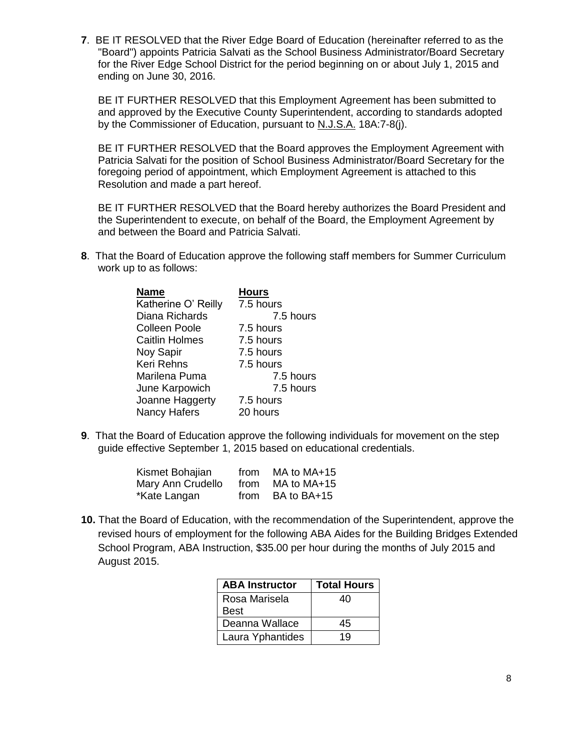**7**. BE IT RESOLVED that the River Edge Board of Education (hereinafter referred to as the "Board") appoints Patricia Salvati as the School Business Administrator/Board Secretary for the River Edge School District for the period beginning on or about July 1, 2015 and ending on June 30, 2016.

BE IT FURTHER RESOLVED that this Employment Agreement has been submitted to and approved by the Executive County Superintendent, according to standards adopted by the Commissioner of Education, pursuant to N.J.S.A. 18A:7-8(j).

BE IT FURTHER RESOLVED that the Board approves the Employment Agreement with Patricia Salvati for the position of School Business Administrator/Board Secretary for the foregoing period of appointment, which Employment Agreement is attached to this Resolution and made a part hereof.

BE IT FURTHER RESOLVED that the Board hereby authorizes the Board President and the Superintendent to execute, on behalf of the Board, the Employment Agreement by and between the Board and Patricia Salvati.

**8**. That the Board of Education approve the following staff members for Summer Curriculum work up to as follows:

| Name | Hours |
|---|---|
| Katherine O' Reilly | 7.5 hours |
| Diana Richards | 7.5 hours |
| Colleen Poole | 7.5 hours |
| Caitlin Holmes | 7.5 hours |
| Noy Sapir | 7.5 hours |
| Keri Rehns | 7.5 hours |
| Marilena Puma | 7.5 hours |
| June Karpowich | 7.5 hours |
| Joanne Haggerty | 7.5 hours |
| Nancy Hafers | 20 hours |

**9**. That the Board of Education approve the following individuals for movement on the step guide effective September 1, 2015 based on educational credentials.

| | | |
|---|---|---|
| Kismet Bohajian | from | MA to MA+15 |
| Mary Ann Crudello | from | MA to MA+15 |
| *Kate Langan | from | BA to BA+15 |

**10.** That the Board of Education, with the recommendation of the Superintendent, approve the revised hours of employment for the following ABA Aides for the Building Bridges Extended School Program, ABA Instruction, $35.00 per hour during the months of July 2015 and August 2015.

| ABA Instructor | Total Hours |
|---|---|
| Rosa Marisela Best | 40 |
| Deanna Wallace | 45 |
| Laura Yphantides | 19 |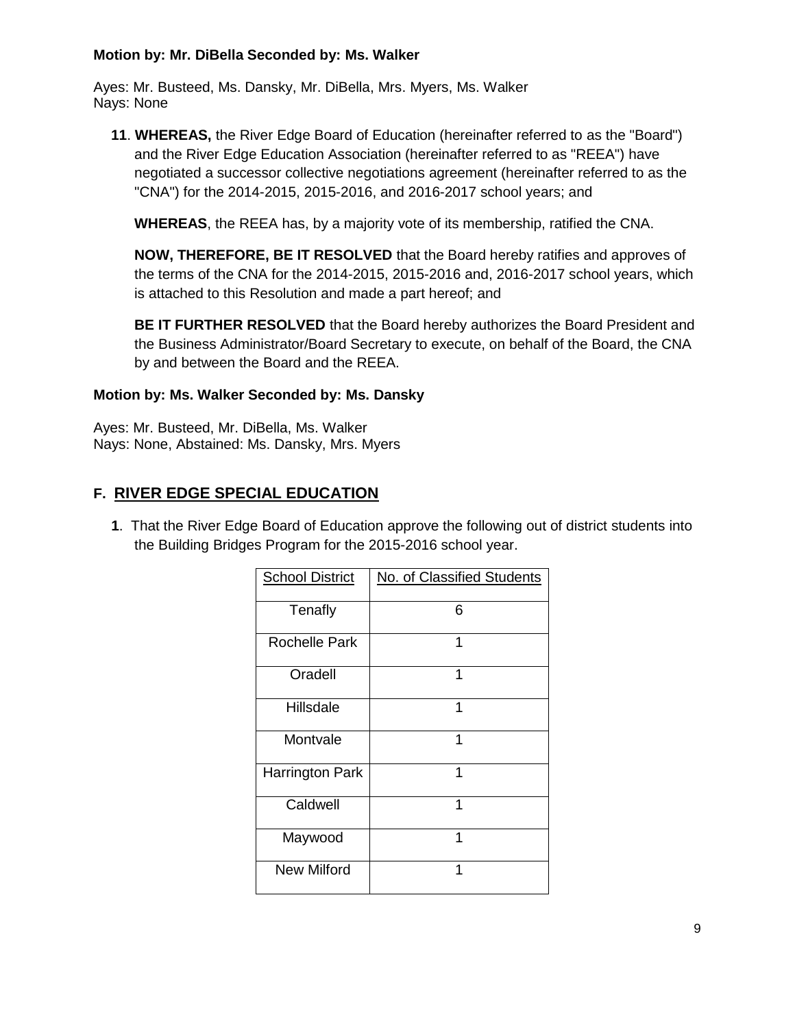**Motion by: Mr. DiBella Seconded by: Ms. Walker**

Ayes: Mr. Busteed, Ms. Dansky, Mr. DiBella, Mrs. Myers, Ms. Walker
Nays: None

**11**. **WHEREAS,** the River Edge Board of Education (hereinafter referred to as the "Board") and the River Edge Education Association (hereinafter referred to as "REEA") have negotiated a successor collective negotiations agreement (hereinafter referred to as the "CNA") for the 2014-2015, 2015-2016, and 2016-2017 school years; and

**WHEREAS**, the REEA has, by a majority vote of its membership, ratified the CNA.

**NOW, THEREFORE, BE IT RESOLVED** that the Board hereby ratifies and approves of the terms of the CNA for the 2014-2015, 2015-2016 and, 2016-2017 school years, which is attached to this Resolution and made a part hereof; and

**BE IT FURTHER RESOLVED** that the Board hereby authorizes the Board President and the Business Administrator/Board Secretary to execute, on behalf of the Board, the CNA by and between the Board and the REEA.

**Motion by: Ms. Walker Seconded by: Ms. Dansky**

Ayes: Mr. Busteed, Mr. DiBella, Ms. Walker
Nays: None, Abstained: Ms. Dansky, Mrs. Myers

## F. RIVER EDGE SPECIAL EDUCATION

**1**. That the River Edge Board of Education approve the following out of district students into the Building Bridges Program for the 2015-2016 school year.

| School District | No. of Classified Students |
|---|---|
| Tenafly | 6 |
| Rochelle Park | 1 |
| Oradell | 1 |
| Hillsdale | 1 |
| Montvale | 1 |
| Harrington Park | 1 |
| Caldwell | 1 |
| Maywood | 1 |
| New Milford | 1 |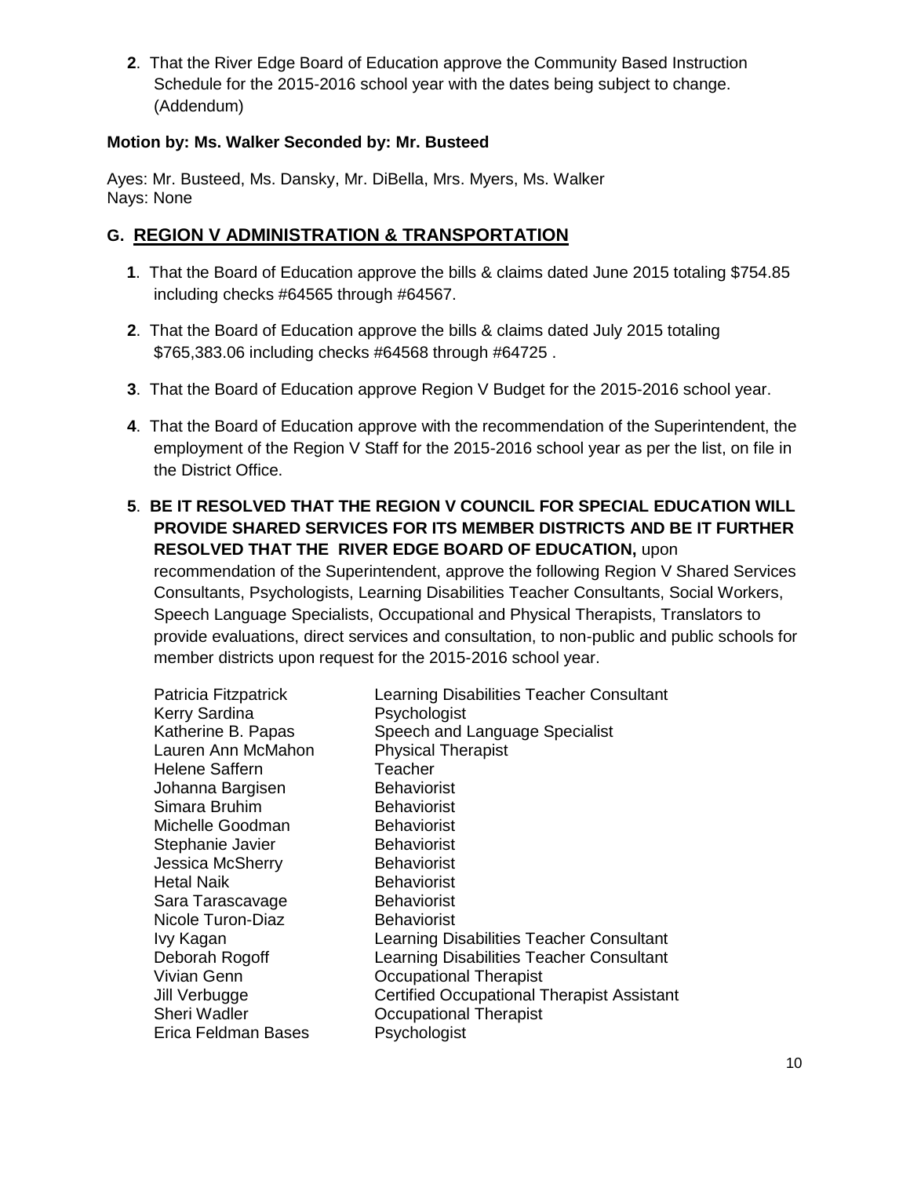**2**. That the River Edge Board of Education approve the Community Based Instruction Schedule for the 2015-2016 school year with the dates being subject to change. (Addendum)

**Motion by: Ms. Walker Seconded by: Mr. Busteed**

Ayes: Mr. Busteed, Ms. Dansky, Mr. DiBella, Mrs. Myers, Ms. Walker
Nays: None

## G. REGION V ADMINISTRATION & TRANSPORTATION

**1**. That the Board of Education approve the bills & claims dated June 2015 totaling $754.85 including checks #64565 through #64567.

**2**. That the Board of Education approve the bills & claims dated July 2015 totaling $765,383.06 including checks #64568 through #64725 .

**3**. That the Board of Education approve Region V Budget for the 2015-2016 school year.

**4**. That the Board of Education approve with the recommendation of the Superintendent, the employment of the Region V Staff for the 2015-2016 school year as per the list, on file in the District Office.

**5**. **BE IT RESOLVED THAT THE REGION V COUNCIL FOR SPECIAL EDUCATION WILL PROVIDE SHARED SERVICES FOR ITS MEMBER DISTRICTS AND BE IT FURTHER RESOLVED THAT THE RIVER EDGE BOARD OF EDUCATION,** upon recommendation of the Superintendent, approve the following Region V Shared Services Consultants, Psychologists, Learning Disabilities Teacher Consultants, Social Workers, Speech Language Specialists, Occupational and Physical Therapists, Translators to provide evaluations, direct services and consultation, to non-public and public schools for member districts upon request for the 2015-2016 school year.

| | |
|---|---|
| Patricia Fitzpatrick | Learning Disabilities Teacher Consultant |
| Kerry Sardina | Psychologist |
| Katherine B. Papas | Speech and Language Specialist |
| Lauren Ann McMahon | Physical Therapist |
| Helene Saffern | Teacher |
| Johanna Bargisen | Behaviorist |
| Simara Bruhim | Behaviorist |
| Michelle Goodman | Behaviorist |
| Stephanie Javier | Behaviorist |
| Jessica McSherry | Behaviorist |
| Hetal Naik | Behaviorist |
| Sara Tarascavage | Behaviorist |
| Nicole Turon-Diaz | Behaviorist |
| Ivy Kagan | Learning Disabilities Teacher Consultant |
| Deborah Rogoff | Learning Disabilities Teacher Consultant |
| Vivian Genn | Occupational Therapist |
| Jill Verbugge | Certified Occupational Therapist Assistant |
| Sheri Wadler | Occupational Therapist |
| Erica Feldman Bases | Psychologist |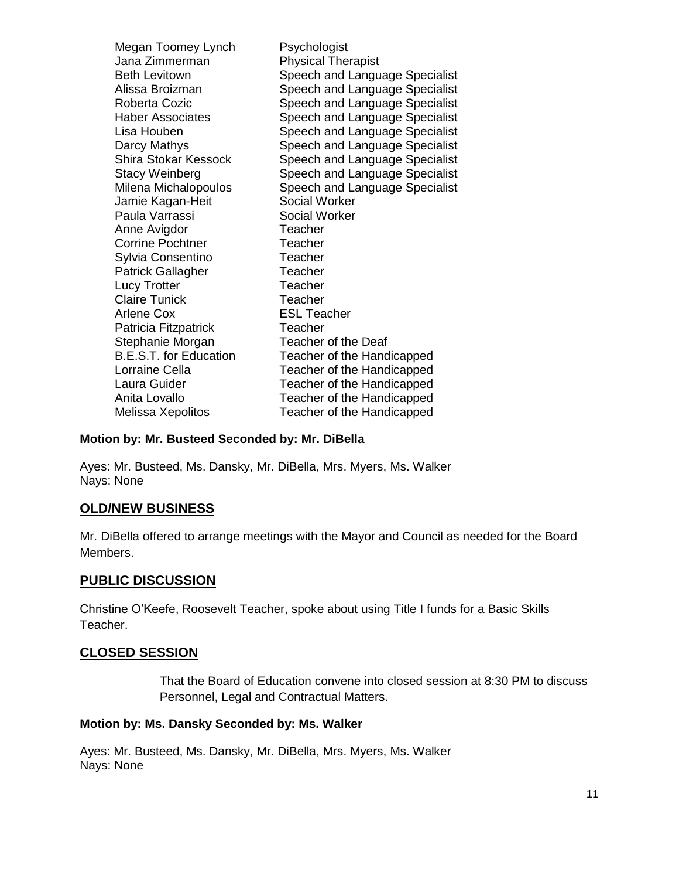| | |
|---|---|
| Megan Toomey Lynch | Psychologist |
| Jana Zimmerman | Physical Therapist |
| Beth Levitown | Speech and Language Specialist |
| Alissa Broizman | Speech and Language Specialist |
| Roberta Cozic | Speech and Language Specialist |
| Haber Associates | Speech and Language Specialist |
| Lisa Houben | Speech and Language Specialist |
| Darcy Mathys | Speech and Language Specialist |
| Shira Stokar Kessock | Speech and Language Specialist |
| Stacy Weinberg | Speech and Language Specialist |
| Milena Michalopoulos | Speech and Language Specialist |
| Jamie Kagan-Heit | Social Worker |
| Paula Varrassi | Social Worker |
| Anne Avigdor | Teacher |
| Corrine Pochtner | Teacher |
| Sylvia Consentino | Teacher |
| Patrick Gallagher | Teacher |
| Lucy Trotter | Teacher |
| Claire Tunick | Teacher |
| Arlene Cox | ESL Teacher |
| Patricia Fitzpatrick | Teacher |
| Stephanie Morgan | Teacher of the Deaf |
| B.E.S.T. for Education | Teacher of the Handicapped |
| Lorraine Cella | Teacher of the Handicapped |
| Laura Guider | Teacher of the Handicapped |
| Anita Lovallo | Teacher of the Handicapped |
| Melissa Xepolitos | Teacher of the Handicapped |

**Motion by: Mr. Busteed Seconded by: Mr. DiBella**

Ayes: Mr. Busteed, Ms. Dansky, Mr. DiBella, Mrs. Myers, Ms. Walker
Nays: None

## OLD/NEW BUSINESS

Mr. DiBella offered to arrange meetings with the Mayor and Council as needed for the Board Members.

## PUBLIC DISCUSSION

Christine O'Keefe, Roosevelt Teacher, spoke about using Title I funds for a Basic Skills Teacher.

## CLOSED SESSION

That the Board of Education convene into closed session at 8:30 PM to discuss Personnel, Legal and Contractual Matters.

**Motion by: Ms. Dansky Seconded by: Ms. Walker**

Ayes: Mr. Busteed, Ms. Dansky, Mr. DiBella, Mrs. Myers, Ms. Walker
Nays: None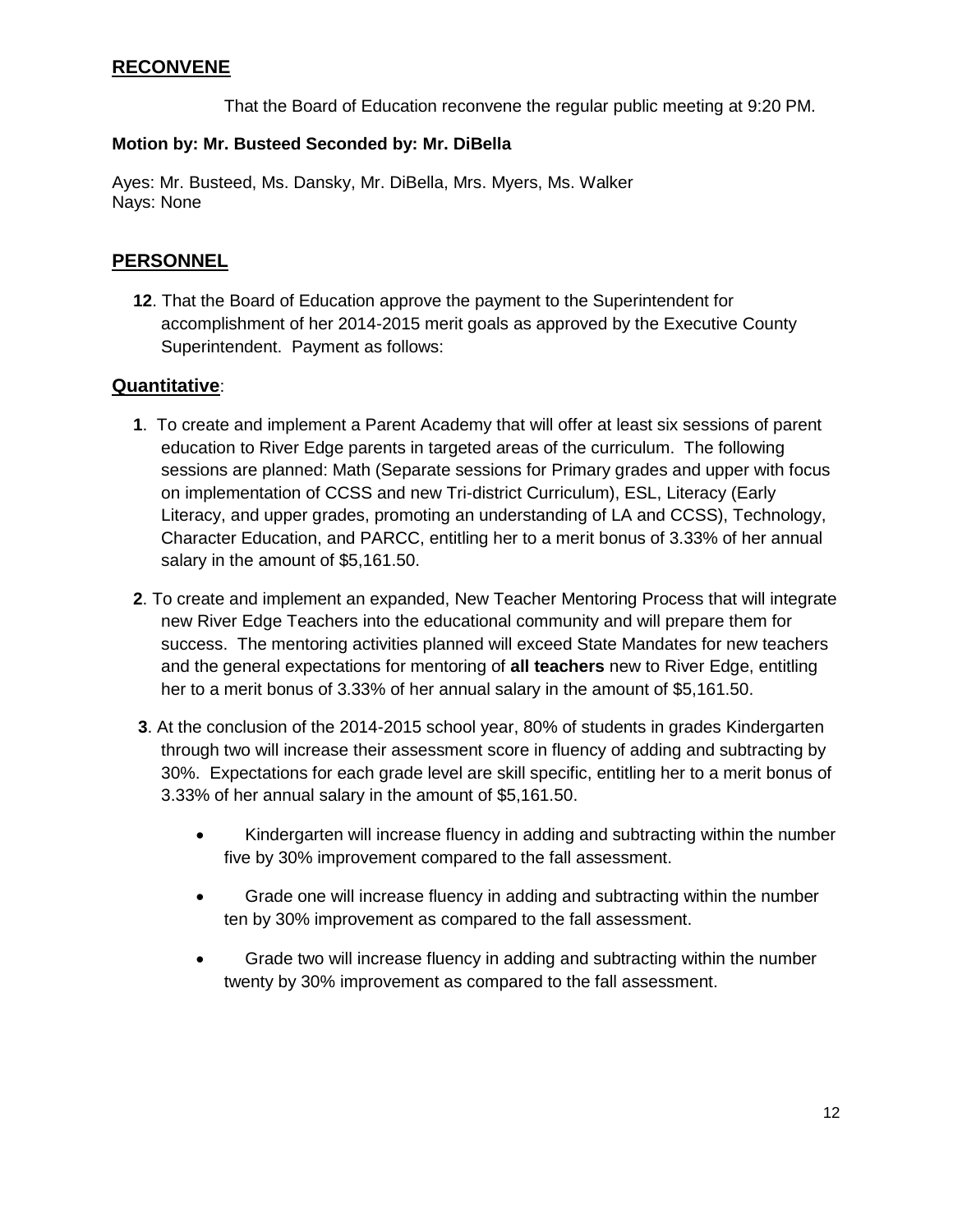## RECONVENE

That the Board of Education reconvene the regular public meeting at 9:20 PM.

**Motion by: Mr. Busteed Seconded by: Mr. DiBella**

Ayes: Mr. Busteed, Ms. Dansky, Mr. DiBella, Mrs. Myers, Ms. Walker
Nays: None

## PERSONNEL

**12**. That the Board of Education approve the payment to the Superintendent for accomplishment of her 2014-2015 merit goals as approved by the Executive County Superintendent. Payment as follows:

## Quantitative:

**1**. To create and implement a Parent Academy that will offer at least six sessions of parent education to River Edge parents in targeted areas of the curriculum. The following sessions are planned: Math (Separate sessions for Primary grades and upper with focus on implementation of CCSS and new Tri-district Curriculum), ESL, Literacy (Early Literacy, and upper grades, promoting an understanding of LA and CCSS), Technology, Character Education, and PARCC, entitling her to a merit bonus of 3.33% of her annual salary in the amount of $5,161.50.

**2**. To create and implement an expanded, New Teacher Mentoring Process that will integrate new River Edge Teachers into the educational community and will prepare them for success. The mentoring activities planned will exceed State Mandates for new teachers and the general expectations for mentoring of **all teachers** new to River Edge, entitling her to a merit bonus of 3.33% of her annual salary in the amount of $5,161.50.

**3**. At the conclusion of the 2014-2015 school year, 80% of students in grades Kindergarten through two will increase their assessment score in fluency of adding and subtracting by 30%. Expectations for each grade level are skill specific, entitling her to a merit bonus of 3.33% of her annual salary in the amount of $5,161.50.

- Kindergarten will increase fluency in adding and subtracting within the number five by 30% improvement compared to the fall assessment.
- Grade one will increase fluency in adding and subtracting within the number ten by 30% improvement as compared to the fall assessment.
- Grade two will increase fluency in adding and subtracting within the number twenty by 30% improvement as compared to the fall assessment.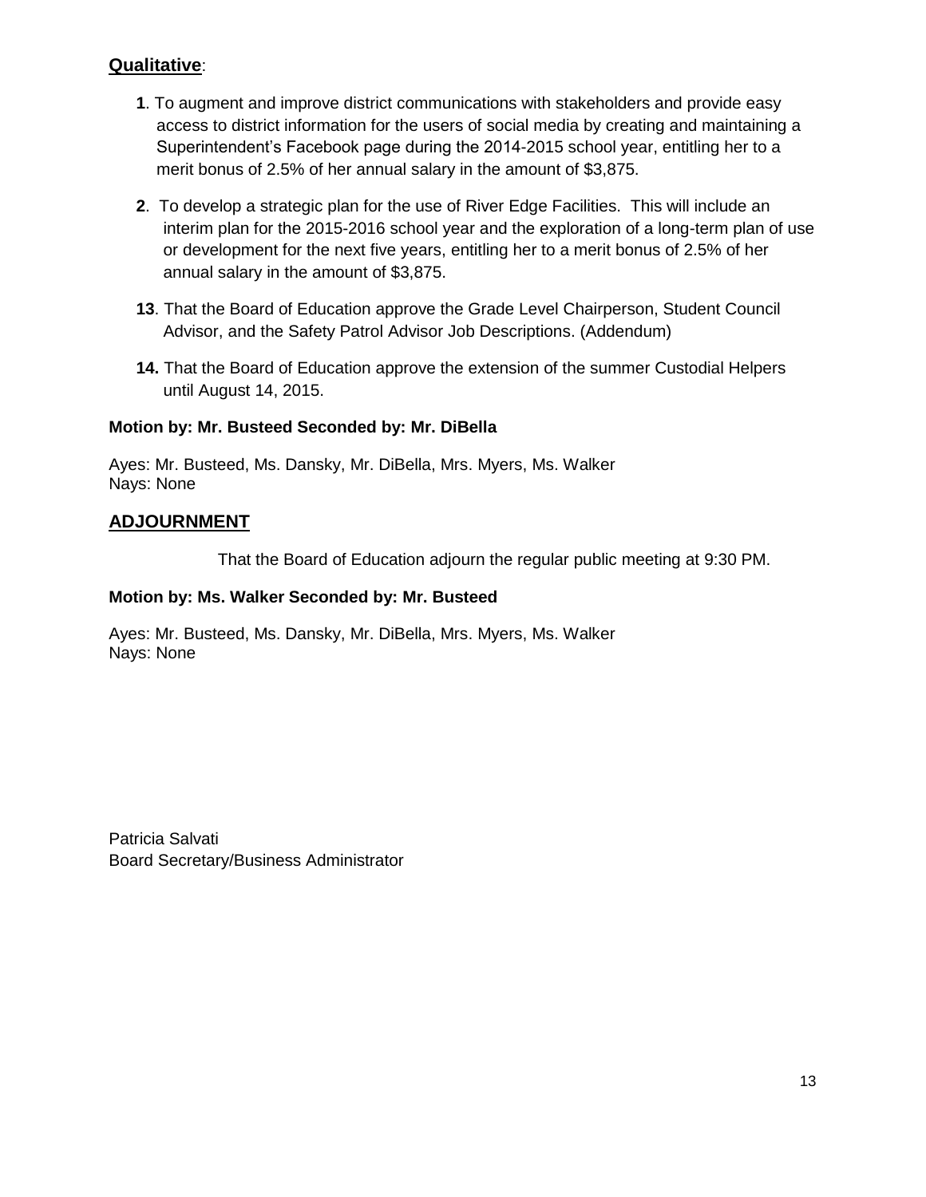**Qualitative**:

**1**. To augment and improve district communications with stakeholders and provide easy access to district information for the users of social media by creating and maintaining a Superintendent's Facebook page during the 2014-2015 school year, entitling her to a merit bonus of 2.5% of her annual salary in the amount of $3,875.

**2**. To develop a strategic plan for the use of River Edge Facilities. This will include an interim plan for the 2015-2016 school year and the exploration of a long-term plan of use or development for the next five years, entitling her to a merit bonus of 2.5% of her annual salary in the amount of $3,875.

**13**. That the Board of Education approve the Grade Level Chairperson, Student Council Advisor, and the Safety Patrol Advisor Job Descriptions. (Addendum)

**14.** That the Board of Education approve the extension of the summer Custodial Helpers until August 14, 2015.

**Motion by: Mr. Busteed Seconded by: Mr. DiBella**

Ayes: Mr. Busteed, Ms. Dansky, Mr. DiBella, Mrs. Myers, Ms. Walker
Nays: None

## ADJOURNMENT

That the Board of Education adjourn the regular public meeting at 9:30 PM.

**Motion by: Ms. Walker Seconded by: Mr. Busteed**

Ayes: Mr. Busteed, Ms. Dansky, Mr. DiBella, Mrs. Myers, Ms. Walker
Nays: None

Patricia Salvati
Board Secretary/Business Administrator